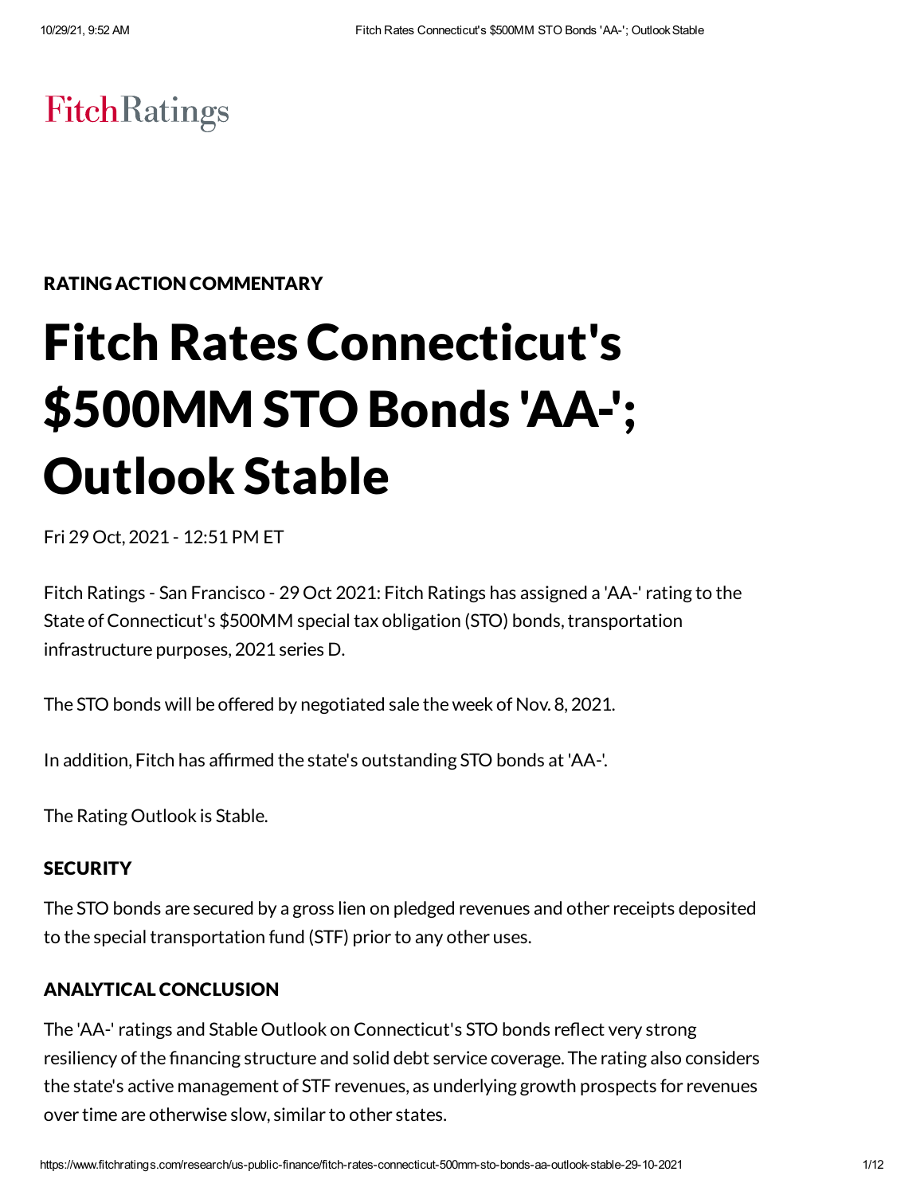FitchRatings

RATING ACTION COMMENTARY

# Fitch Rates Connecticut's $500MM STO Bonds 'AA-'; Outlook Stable

Fri 29 Oct, 2021 - 12:51 PM ET

Fitch Ratings - San Francisco - 29 Oct 2021: Fitch Ratings has assigned a 'AA-' rating to the State of Connecticut's $500MM special tax obligation (STO) bonds, transportation infrastructure purposes, 2021 series D.

The STO bonds will be offered by negotiated sale the week of Nov. 8, 2021.

In addition, Fitch has affirmed the state's outstanding STO bonds at 'AA-'.

The Rating Outlook is Stable.

### SECURITY

The STO bonds are secured by a gross lien on pledged revenues and other receipts deposited to the special transportation fund (STF) prior to any other uses.

### ANALYTICAL CONCLUSION

The 'AA-' ratings and Stable Outlook on Connecticut's STO bonds reflect very strong resiliency of the financing structure and solid debt service coverage. The rating also considers the state's active management of STF revenues, as underlying growth prospects for revenues over time are otherwise slow, similar to other states.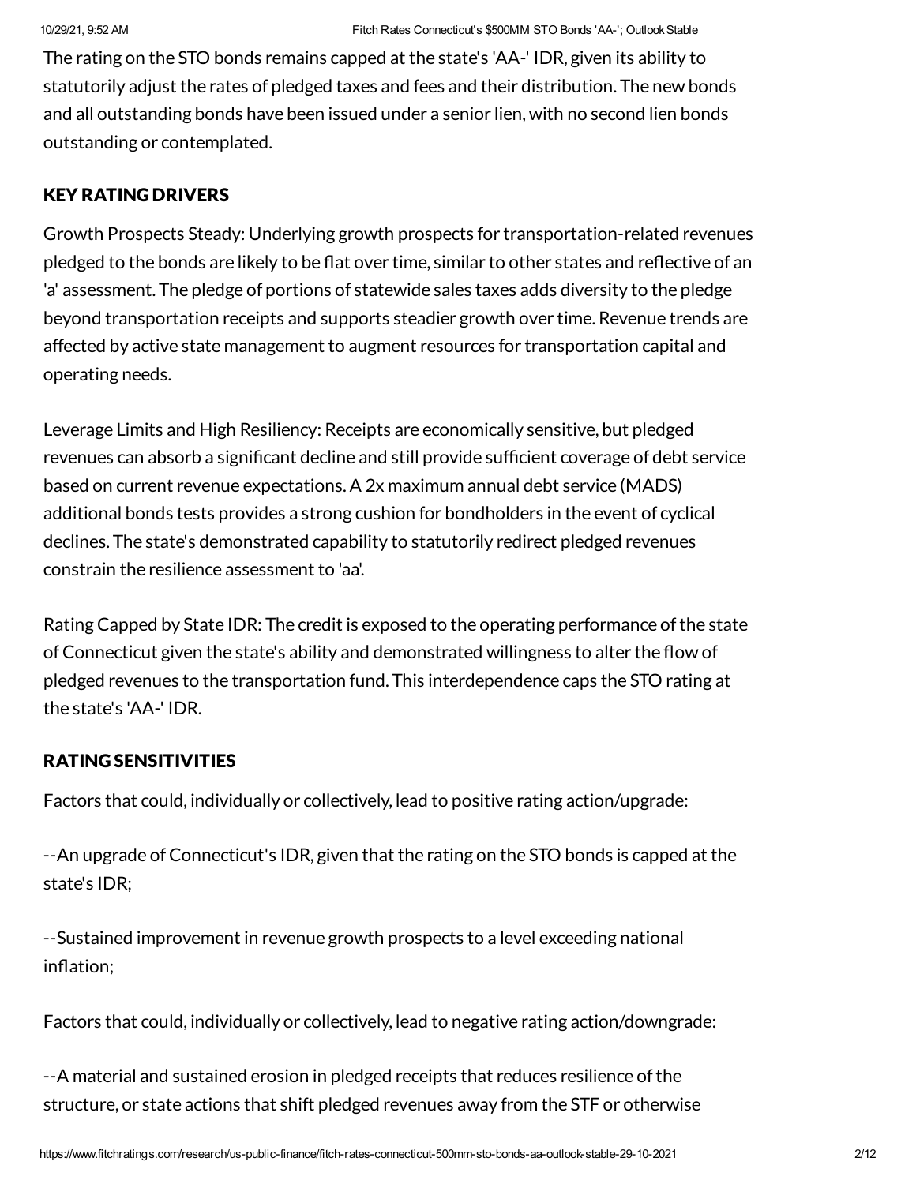The rating on the STO bonds remains capped at the state's 'AA-' IDR, given its ability to statutorily adjust the rates of pledged taxes and fees and their distribution. The new bonds and all outstanding bonds have been issued under a senior lien, with no second lien bonds outstanding or contemplated.

## KEY RATING DRIVERS

Growth Prospects Steady: Underlying growth prospects for transportation-related revenues pledged to the bonds are likely to be flat over time, similar to other states and reflective of an 'a' assessment. The pledge of portions of statewide sales taxes adds diversity to the pledge beyond transportation receipts and supports steadier growth over time. Revenue trends are affected by active state management to augment resources for transportation capital and operating needs.

Leverage Limits and High Resiliency: Receipts are economically sensitive, but pledged revenues can absorb a significant decline and still provide sufficient coverage of debt service based on current revenue expectations. A 2x maximum annual debt service (MADS) additional bonds tests provides a strong cushion for bondholders in the event of cyclical declines. The state's demonstrated capability to statutorily redirect pledged revenues constrain the resilience assessment to 'aa'.

Rating Capped by State IDR: The credit is exposed to the operating performance of the state of Connecticut given the state's ability and demonstrated willingness to alter the flow of pledged revenues to the transportation fund. This interdependence caps the STO rating at the state's 'AA-' IDR.

## RATING SENSITIVITIES

Factors that could, individually or collectively, lead to positive rating action/upgrade:

--An upgrade of Connecticut's IDR, given that the rating on the STO bonds is capped at the state's IDR;

--Sustained improvement in revenue growth prospects to a level exceeding national inflation;

Factors that could, individually or collectively, lead to negative rating action/downgrade:

--A material and sustained erosion in pledged receipts that reduces resilience of the structure, or state actions that shift pledged revenues away from the STF or otherwise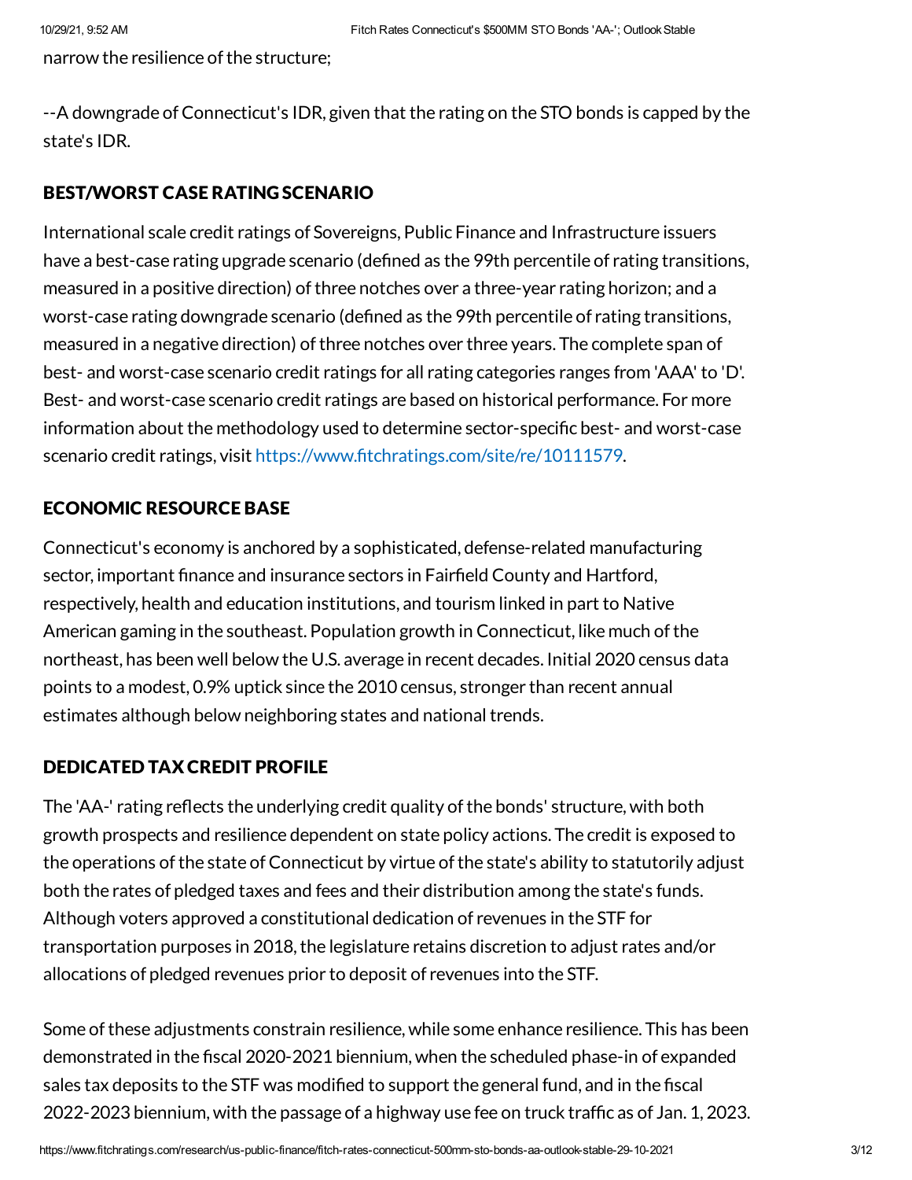narrow the resilience of the structure;

--A downgrade of Connecticut's IDR, given that the rating on the STO bonds is capped by the state's IDR.

### BEST/WORST CASE RATING SCENARIO

International scale credit ratings of Sovereigns, Public Finance and Infrastructure issuers have a best-case rating upgrade scenario (defined as the 99th percentile of rating transitions, measured in a positive direction) of three notches over a three-year rating horizon; and a worst-case rating downgrade scenario (defined as the 99th percentile of rating transitions, measured in a negative direction) of three notches over three years. The complete span of best- and worst-case scenario credit ratings for all rating categories ranges from 'AAA' to 'D'. Best- and worst-case scenario credit ratings are based on historical performance. For more information about the methodology used to determine sector-specific best- and worst-case scenario credit ratings, visit https://www.fitchratings.com/site/re/10111579.

### ECONOMIC RESOURCE BASE

Connecticut's economy is anchored by a sophisticated, defense-related manufacturing sector, important finance and insurance sectors in Fairfield County and Hartford, respectively, health and education institutions, and tourism linked in part to Native American gaming in the southeast. Population growth in Connecticut, like much of the northeast, has been well below the U.S. average in recent decades. Initial 2020 census data points to a modest, 0.9% uptick since the 2010 census, stronger than recent annual estimates although below neighboring states and national trends.

### DEDICATED TAX CREDIT PROFILE

The 'AA-' rating reflects the underlying credit quality of the bonds' structure, with both growth prospects and resilience dependent on state policy actions. The credit is exposed to the operations of the state of Connecticut by virtue of the state's ability to statutorily adjust both the rates of pledged taxes and fees and their distribution among the state's funds. Although voters approved a constitutional dedication of revenues in the STF for transportation purposes in 2018, the legislature retains discretion to adjust rates and/or allocations of pledged revenues prior to deposit of revenues into the STF.

Some of these adjustments constrain resilience, while some enhance resilience. This has been demonstrated in the fiscal 2020-2021 biennium, when the scheduled phase-in of expanded sales tax deposits to the STF was modified to support the general fund, and in the fiscal 2022-2023 biennium, with the passage of a highway use fee on truck traffic as of Jan. 1, 2023.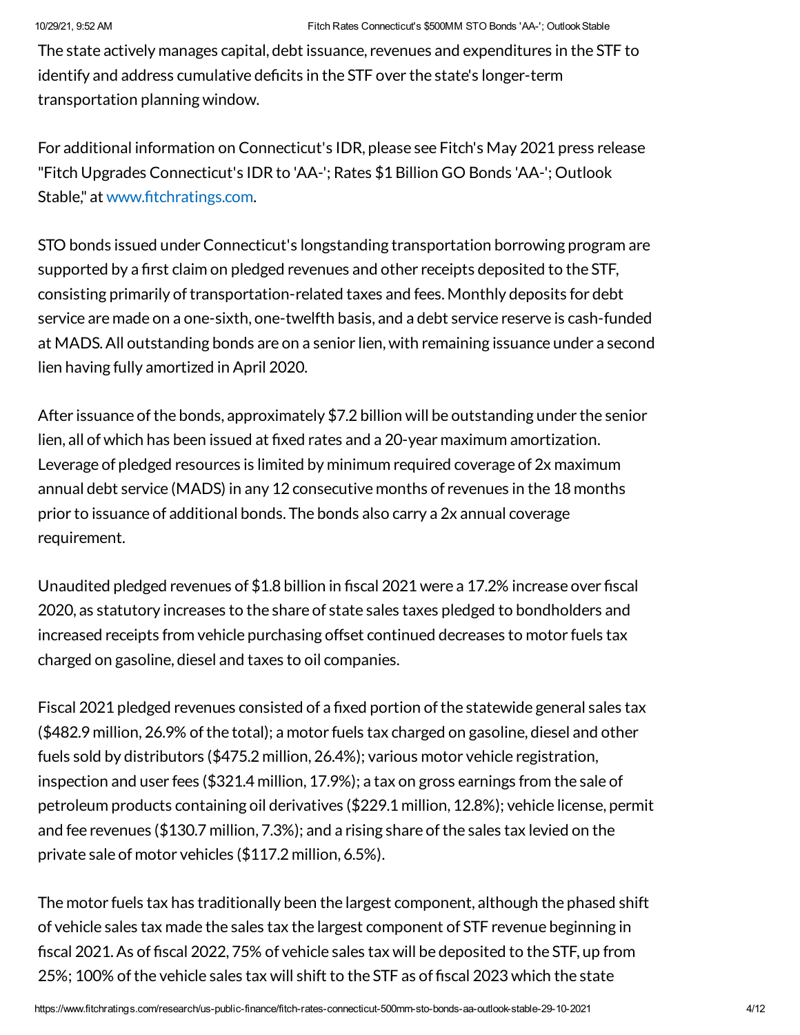The state actively manages capital, debt issuance, revenues and expenditures in the STF to identify and address cumulative deficits in the STF over the state's longer-term transportation planning window.

For additional information on Connecticut's IDR, please see Fitch's May 2021 press release "Fitch Upgrades Connecticut's IDR to 'AA-'; Rates $1 Billion GO Bonds 'AA-'; Outlook Stable," at www.fitchratings.com.

STO bonds issued under Connecticut's longstanding transportation borrowing program are supported by a first claim on pledged revenues and other receipts deposited to the STF, consisting primarily of transportation-related taxes and fees. Monthly deposits for debt service are made on a one-sixth, one-twelfth basis, and a debt service reserve is cash-funded at MADS. All outstanding bonds are on a senior lien, with remaining issuance under a second lien having fully amortized in April 2020.

After issuance of the bonds, approximately $7.2 billion will be outstanding under the senior lien, all of which has been issued at fixed rates and a 20-year maximum amortization. Leverage of pledged resources is limited by minimum required coverage of 2x maximum annual debt service (MADS) in any 12 consecutive months of revenues in the 18 months prior to issuance of additional bonds. The bonds also carry a 2x annual coverage requirement.

Unaudited pledged revenues of $1.8 billion in fiscal 2021 were a 17.2% increase over fiscal 2020, as statutory increases to the share of state sales taxes pledged to bondholders and increased receipts from vehicle purchasing offset continued decreases to motor fuels tax charged on gasoline, diesel and taxes to oil companies.

Fiscal 2021 pledged revenues consisted of a fixed portion of the statewide general sales tax ($482.9 million, 26.9% of the total); a motor fuels tax charged on gasoline, diesel and other fuels sold by distributors ($475.2 million, 26.4%); various motor vehicle registration, inspection and user fees ($321.4 million, 17.9%); a tax on gross earnings from the sale of petroleum products containing oil derivatives ($229.1 million, 12.8%); vehicle license, permit and fee revenues ($130.7 million, 7.3%); and a rising share of the sales tax levied on the private sale of motor vehicles ($117.2 million, 6.5%).

The motor fuels tax has traditionally been the largest component, although the phased shift of vehicle sales tax made the sales tax the largest component of STF revenue beginning in fiscal 2021. As of fiscal 2022, 75% of vehicle sales tax will be deposited to the STF, up from 25%; 100% of the vehicle sales tax will shift to the STF as of fiscal 2023 which the state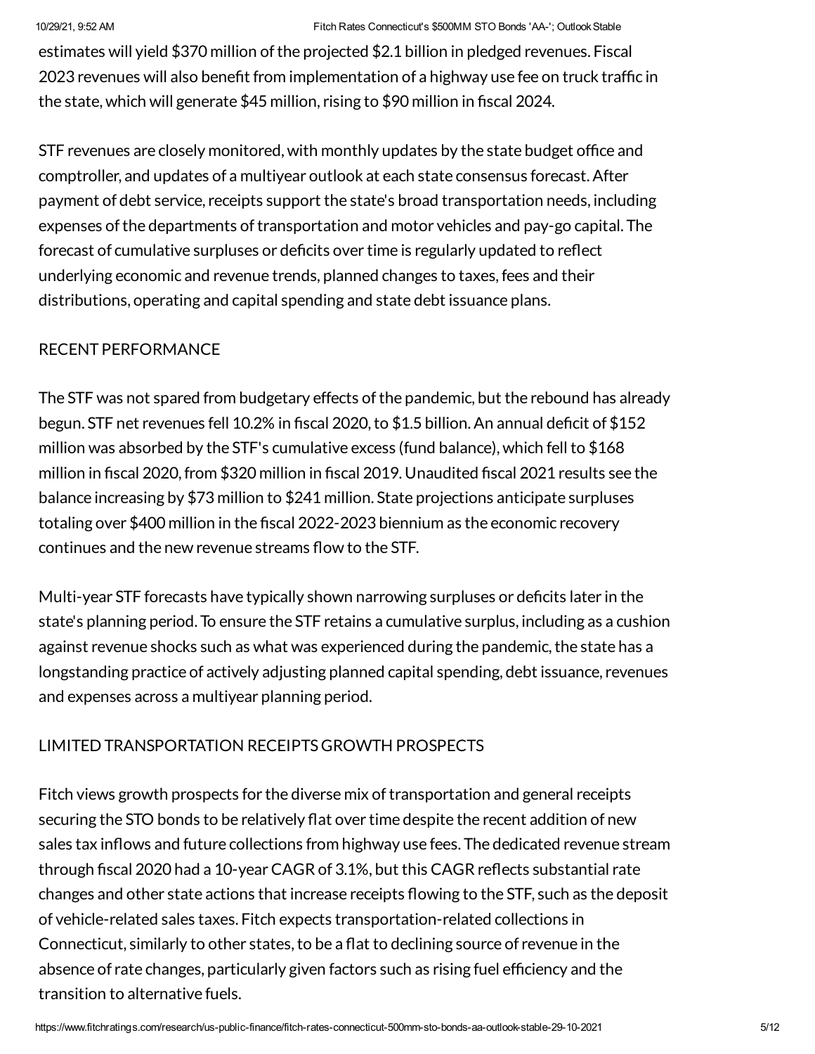estimates will yield $370 million of the projected $2.1 billion in pledged revenues. Fiscal 2023 revenues will also benefit from implementation of a highway use fee on truck traffic in the state, which will generate $45 million, rising to $90 million in fiscal 2024.

STF revenues are closely monitored, with monthly updates by the state budget office and comptroller, and updates of a multiyear outlook at each state consensus forecast. After payment of debt service, receipts support the state's broad transportation needs, including expenses of the departments of transportation and motor vehicles and pay-go capital. The forecast of cumulative surpluses or deficits over time is regularly updated to reflect underlying economic and revenue trends, planned changes to taxes, fees and their distributions, operating and capital spending and state debt issuance plans.

RECENT PERFORMANCE

The STF was not spared from budgetary effects of the pandemic, but the rebound has already begun. STF net revenues fell 10.2% in fiscal 2020, to $1.5 billion. An annual deficit of $152 million was absorbed by the STF's cumulative excess (fund balance), which fell to $168 million in fiscal 2020, from $320 million in fiscal 2019. Unaudited fiscal 2021 results see the balance increasing by $73 million to $241 million. State projections anticipate surpluses totaling over $400 million in the fiscal 2022-2023 biennium as the economic recovery continues and the new revenue streams flow to the STF.

Multi-year STF forecasts have typically shown narrowing surpluses or deficits later in the state's planning period. To ensure the STF retains a cumulative surplus, including as a cushion against revenue shocks such as what was experienced during the pandemic, the state has a longstanding practice of actively adjusting planned capital spending, debt issuance, revenues and expenses across a multiyear planning period.

LIMITED TRANSPORTATION RECEIPTS GROWTH PROSPECTS

Fitch views growth prospects for the diverse mix of transportation and general receipts securing the STO bonds to be relatively flat over time despite the recent addition of new sales tax inflows and future collections from highway use fees. The dedicated revenue stream through fiscal 2020 had a 10-year CAGR of 3.1%, but this CAGR reflects substantial rate changes and other state actions that increase receipts flowing to the STF, such as the deposit of vehicle-related sales taxes. Fitch expects transportation-related collections in Connecticut, similarly to other states, to be a flat to declining source of revenue in the absence of rate changes, particularly given factors such as rising fuel efficiency and the transition to alternative fuels.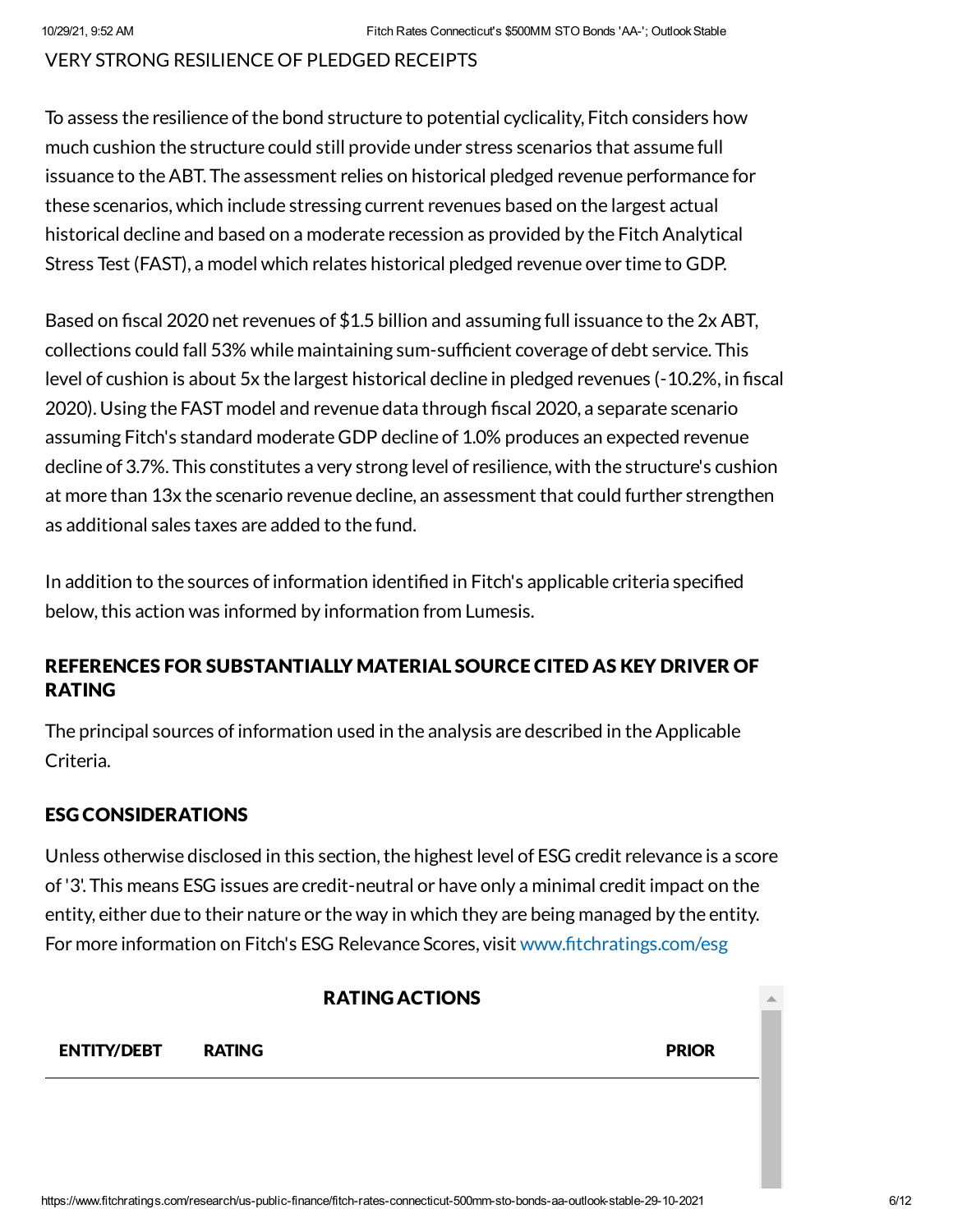VERY STRONG RESILIENCE OF PLEDGED RECEIPTS

To assess the resilience of the bond structure to potential cyclicality, Fitch considers how much cushion the structure could still provide under stress scenarios that assume full issuance to the ABT. The assessment relies on historical pledged revenue performance for these scenarios, which include stressing current revenues based on the largest actual historical decline and based on a moderate recession as provided by the Fitch Analytical Stress Test (FAST), a model which relates historical pledged revenue over time to GDP.

Based on fiscal 2020 net revenues of $1.5 billion and assuming full issuance to the 2x ABT, collections could fall 53% while maintaining sum-sufficient coverage of debt service. This level of cushion is about 5x the largest historical decline in pledged revenues (-10.2%, in fiscal 2020). Using the FAST model and revenue data through fiscal 2020, a separate scenario assuming Fitch's standard moderate GDP decline of 1.0% produces an expected revenue decline of 3.7%. This constitutes a very strong level of resilience, with the structure's cushion at more than 13x the scenario revenue decline, an assessment that could further strengthen as additional sales taxes are added to the fund.

In addition to the sources of information identified in Fitch's applicable criteria specified below, this action was informed by information from Lumesis.

## REFERENCES FOR SUBSTANTIALLY MATERIAL SOURCE CITED AS KEY DRIVER OF RATING

The principal sources of information used in the analysis are described in the Applicable Criteria.

## ESG CONSIDERATIONS

Unless otherwise disclosed in this section, the highest level of ESG credit relevance is a score of '3'. This means ESG issues are credit-neutral or have only a minimal credit impact on the entity, either due to their nature or the way in which they are being managed by the entity. For more information on Fitch's ESG Relevance Scores, visit www.fitchratings.com/esg

## RATING ACTIONS

| ENTITY/DEBT | RATING | PRIOR |
|---|---|---|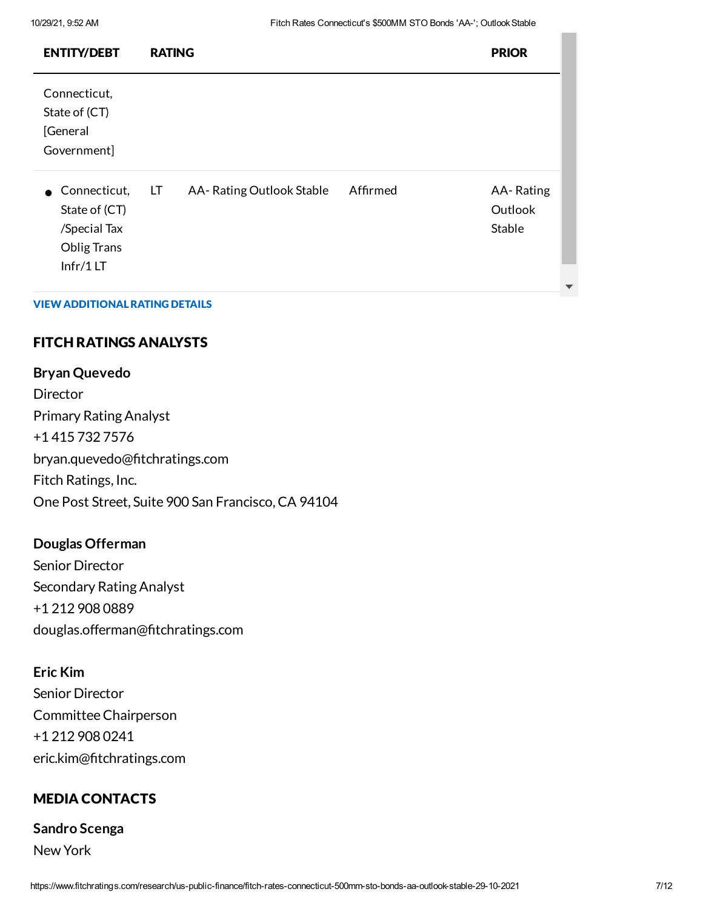| ENTITY/DEBT | RATING | | | PRIOR |
| --- | --- | --- | --- | --- |
| Connecticut, State of (CT) [General Government] | | | | |
| • Connecticut, State of (CT) /Special Tax Oblig Trans Infr/1 LT | LT | AA- Rating Outlook Stable | Affirmed | AA- Rating Outlook Stable |

**VIEW ADDITIONAL RATING DETAILS**

## FITCH RATINGS ANALYSTS

**Bryan Quevedo**
Director
Primary Rating Analyst
+1 415 732 7576
bryan.quevedo@fitchratings.com
Fitch Ratings, Inc.
One Post Street, Suite 900 San Francisco, CA 94104

**Douglas Offerman**
Senior Director
Secondary Rating Analyst
+1 212 908 0889
douglas.offerman@fitchratings.com

**Eric Kim**
Senior Director
Committee Chairperson
+1 212 908 0241
eric.kim@fitchratings.com

## MEDIA CONTACTS

**Sandro Scenga**
New York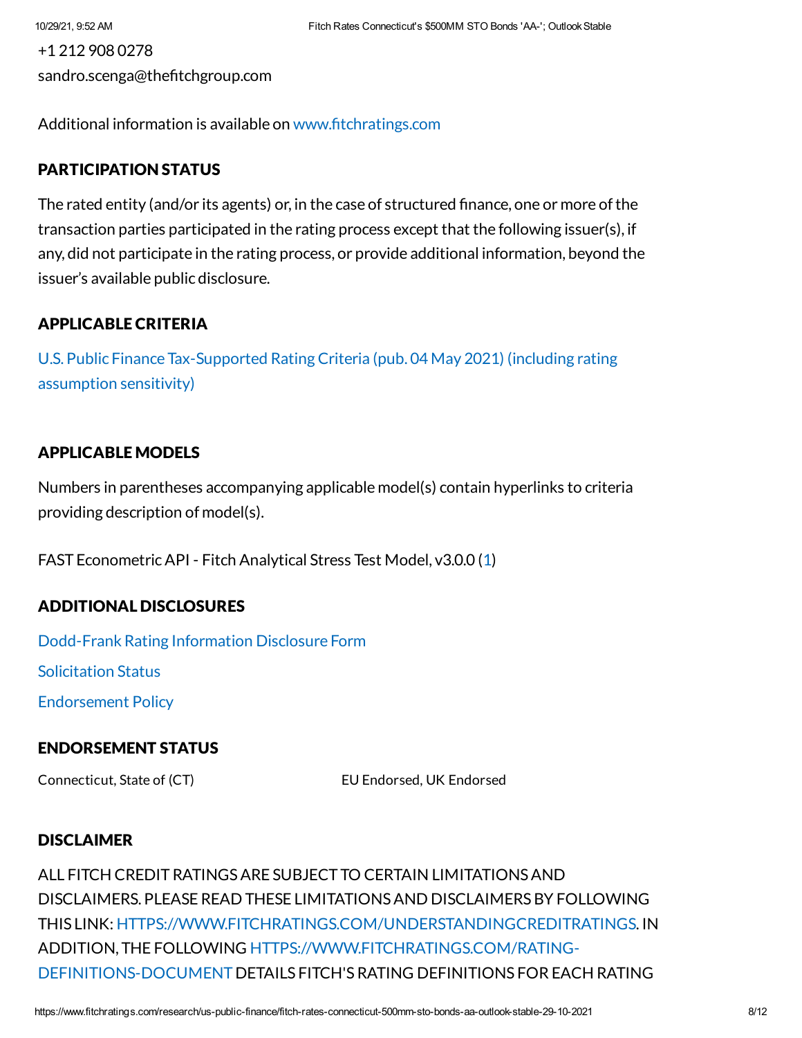+1 212 908 0278
sandro.scenga@thefitchgroup.com

Additional information is available on www.fitchratings.com

## PARTICIPATION STATUS

The rated entity (and/or its agents) or, in the case of structured finance, one or more of the transaction parties participated in the rating process except that the following issuer(s), if any, did not participate in the rating process, or provide additional information, beyond the issuer's available public disclosure.

## APPLICABLE CRITERIA

U.S. Public Finance Tax-Supported Rating Criteria (pub. 04 May 2021) (including rating assumption sensitivity)

## APPLICABLE MODELS

Numbers in parentheses accompanying applicable model(s) contain hyperlinks to criteria providing description of model(s).

FAST Econometric API - Fitch Analytical Stress Test Model, v3.0.0 (1)

## ADDITIONAL DISCLOSURES

Dodd-Frank Rating Information Disclosure Form

Solicitation Status

Endorsement Policy

## ENDORSEMENT STATUS

| | |
|---|---|
| Connecticut, State of (CT) | EU Endorsed, UK Endorsed |

## DISCLAIMER

ALL FITCH CREDIT RATINGS ARE SUBJECT TO CERTAIN LIMITATIONS AND DISCLAIMERS. PLEASE READ THESE LIMITATIONS AND DISCLAIMERS BY FOLLOWING THIS LINK: HTTPS://WWW.FITCHRATINGS.COM/UNDERSTANDINGCREDITRATINGS. IN ADDITION, THE FOLLOWING HTTPS://WWW.FITCHRATINGS.COM/RATING-DEFINITIONS-DOCUMENT DETAILS FITCH'S RATING DEFINITIONS FOR EACH RATING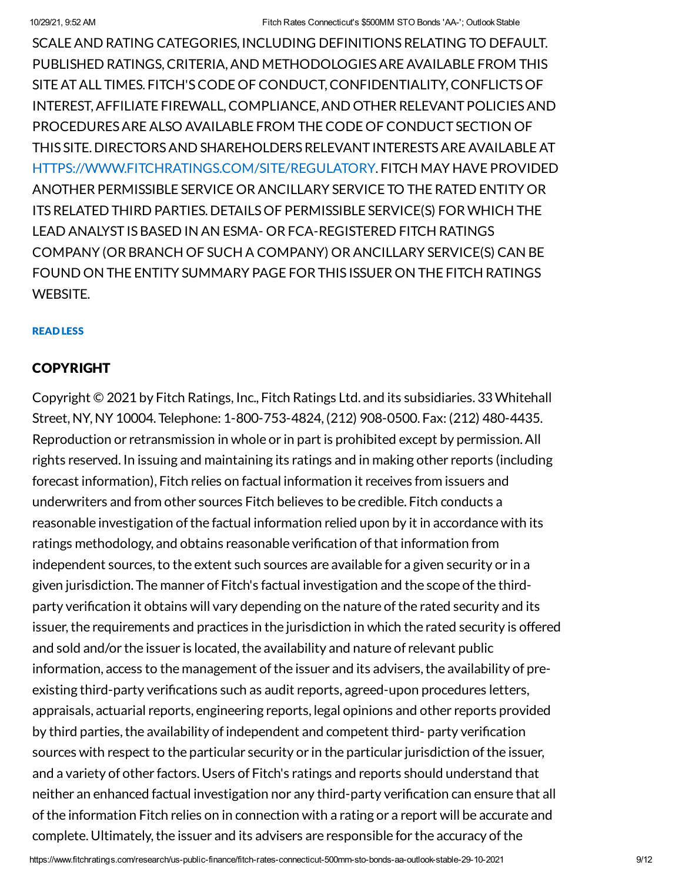SCALE AND RATING CATEGORIES, INCLUDING DEFINITIONS RELATING TO DEFAULT. PUBLISHED RATINGS, CRITERIA, AND METHODOLOGIES ARE AVAILABLE FROM THIS SITE AT ALL TIMES. FITCH'S CODE OF CONDUCT, CONFIDENTIALITY, CONFLICTS OF INTEREST, AFFILIATE FIREWALL, COMPLIANCE, AND OTHER RELEVANT POLICIES AND PROCEDURES ARE ALSO AVAILABLE FROM THE CODE OF CONDUCT SECTION OF THIS SITE. DIRECTORS AND SHAREHOLDERS RELEVANT INTERESTS ARE AVAILABLE AT HTTPS://WWW.FITCHRATINGS.COM/SITE/REGULATORY. FITCH MAY HAVE PROVIDED ANOTHER PERMISSIBLE SERVICE OR ANCILLARY SERVICE TO THE RATED ENTITY OR ITS RELATED THIRD PARTIES. DETAILS OF PERMISSIBLE SERVICE(S) FOR WHICH THE LEAD ANALYST IS BASED IN AN ESMA- OR FCA-REGISTERED FITCH RATINGS COMPANY (OR BRANCH OF SUCH A COMPANY) OR ANCILLARY SERVICE(S) CAN BE FOUND ON THE ENTITY SUMMARY PAGE FOR THIS ISSUER ON THE FITCH RATINGS WEBSITE.

**READ LESS**

## COPYRIGHT

Copyright © 2021 by Fitch Ratings, Inc., Fitch Ratings Ltd. and its subsidiaries. 33 Whitehall Street, NY, NY 10004. Telephone: 1-800-753-4824, (212) 908-0500. Fax: (212) 480-4435. Reproduction or retransmission in whole or in part is prohibited except by permission. All rights reserved. In issuing and maintaining its ratings and in making other reports (including forecast information), Fitch relies on factual information it receives from issuers and underwriters and from other sources Fitch believes to be credible. Fitch conducts a reasonable investigation of the factual information relied upon by it in accordance with its ratings methodology, and obtains reasonable verification of that information from independent sources, to the extent such sources are available for a given security or in a given jurisdiction. The manner of Fitch's factual investigation and the scope of the third-party verification it obtains will vary depending on the nature of the rated security and its issuer, the requirements and practices in the jurisdiction in which the rated security is offered and sold and/or the issuer is located, the availability and nature of relevant public information, access to the management of the issuer and its advisers, the availability of pre-existing third-party verifications such as audit reports, agreed-upon procedures letters, appraisals, actuarial reports, engineering reports, legal opinions and other reports provided by third parties, the availability of independent and competent third- party verification sources with respect to the particular security or in the particular jurisdiction of the issuer, and a variety of other factors. Users of Fitch's ratings and reports should understand that neither an enhanced factual investigation nor any third-party verification can ensure that all of the information Fitch relies on in connection with a rating or a report will be accurate and complete. Ultimately, the issuer and its advisers are responsible for the accuracy of the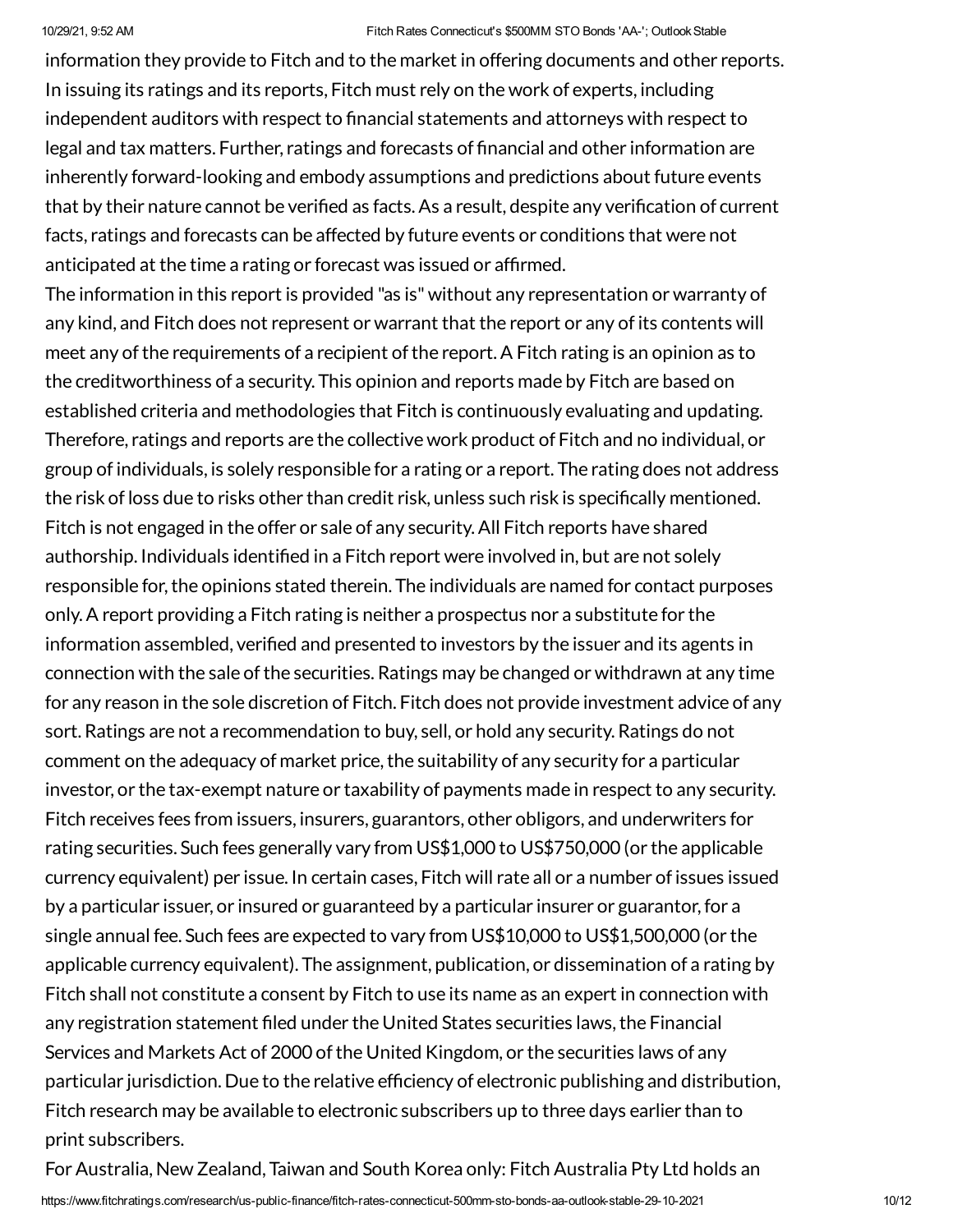information they provide to Fitch and to the market in offering documents and other reports. In issuing its ratings and its reports, Fitch must rely on the work of experts, including independent auditors with respect to financial statements and attorneys with respect to legal and tax matters. Further, ratings and forecasts of financial and other information are inherently forward-looking and embody assumptions and predictions about future events that by their nature cannot be verified as facts. As a result, despite any verification of current facts, ratings and forecasts can be affected by future events or conditions that were not anticipated at the time a rating or forecast was issued or affirmed.

The information in this report is provided "as is" without any representation or warranty of any kind, and Fitch does not represent or warrant that the report or any of its contents will meet any of the requirements of a recipient of the report. A Fitch rating is an opinion as to the creditworthiness of a security. This opinion and reports made by Fitch are based on established criteria and methodologies that Fitch is continuously evaluating and updating. Therefore, ratings and reports are the collective work product of Fitch and no individual, or group of individuals, is solely responsible for a rating or a report. The rating does not address the risk of loss due to risks other than credit risk, unless such risk is specifically mentioned. Fitch is not engaged in the offer or sale of any security. All Fitch reports have shared authorship. Individuals identified in a Fitch report were involved in, but are not solely responsible for, the opinions stated therein. The individuals are named for contact purposes only. A report providing a Fitch rating is neither a prospectus nor a substitute for the information assembled, verified and presented to investors by the issuer and its agents in connection with the sale of the securities. Ratings may be changed or withdrawn at any time for any reason in the sole discretion of Fitch. Fitch does not provide investment advice of any sort. Ratings are not a recommendation to buy, sell, or hold any security. Ratings do not comment on the adequacy of market price, the suitability of any security for a particular investor, or the tax-exempt nature or taxability of payments made in respect to any security. Fitch receives fees from issuers, insurers, guarantors, other obligors, and underwriters for rating securities. Such fees generally vary from US$1,000 to US$750,000 (or the applicable currency equivalent) per issue. In certain cases, Fitch will rate all or a number of issues issued by a particular issuer, or insured or guaranteed by a particular insurer or guarantor, for a single annual fee. Such fees are expected to vary from US$10,000 to US$1,500,000 (or the applicable currency equivalent). The assignment, publication, or dissemination of a rating by Fitch shall not constitute a consent by Fitch to use its name as an expert in connection with any registration statement filed under the United States securities laws, the Financial Services and Markets Act of 2000 of the United Kingdom, or the securities laws of any particular jurisdiction. Due to the relative efficiency of electronic publishing and distribution, Fitch research may be available to electronic subscribers up to three days earlier than to print subscribers.

For Australia, New Zealand, Taiwan and South Korea only: Fitch Australia Pty Ltd holds an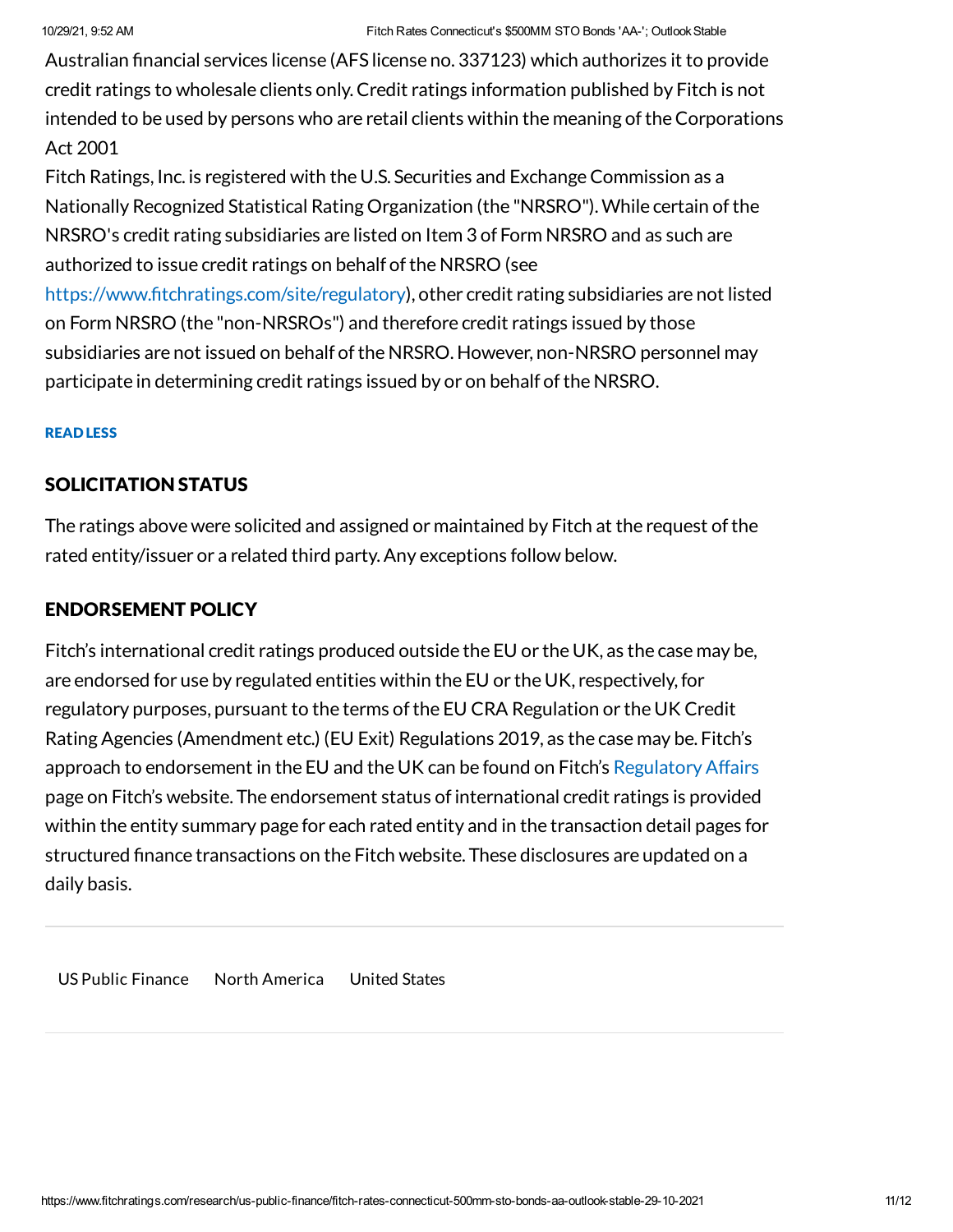Australian financial services license (AFS license no. 337123) which authorizes it to provide credit ratings to wholesale clients only. Credit ratings information published by Fitch is not intended to be used by persons who are retail clients within the meaning of the Corporations Act 2001

Fitch Ratings, Inc. is registered with the U.S. Securities and Exchange Commission as a Nationally Recognized Statistical Rating Organization (the "NRSRO"). While certain of the NRSRO's credit rating subsidiaries are listed on Item 3 of Form NRSRO and as such are authorized to issue credit ratings on behalf of the NRSRO (see https://www.fitchratings.com/site/regulatory), other credit rating subsidiaries are not listed on Form NRSRO (the "non-NRSROs") and therefore credit ratings issued by those subsidiaries are not issued on behalf of the NRSRO. However, non-NRSRO personnel may participate in determining credit ratings issued by or on behalf of the NRSRO.

READ LESS

## SOLICITATION STATUS

The ratings above were solicited and assigned or maintained by Fitch at the request of the rated entity/issuer or a related third party. Any exceptions follow below.

## ENDORSEMENT POLICY

Fitch's international credit ratings produced outside the EU or the UK, as the case may be, are endorsed for use by regulated entities within the EU or the UK, respectively, for regulatory purposes, pursuant to the terms of the EU CRA Regulation or the UK Credit Rating Agencies (Amendment etc.) (EU Exit) Regulations 2019, as the case may be. Fitch's approach to endorsement in the EU and the UK can be found on Fitch's Regulatory Affairs page on Fitch's website. The endorsement status of international credit ratings is provided within the entity summary page for each rated entity and in the transaction detail pages for structured finance transactions on the Fitch website. These disclosures are updated on a daily basis.

US Public Finance North America United States